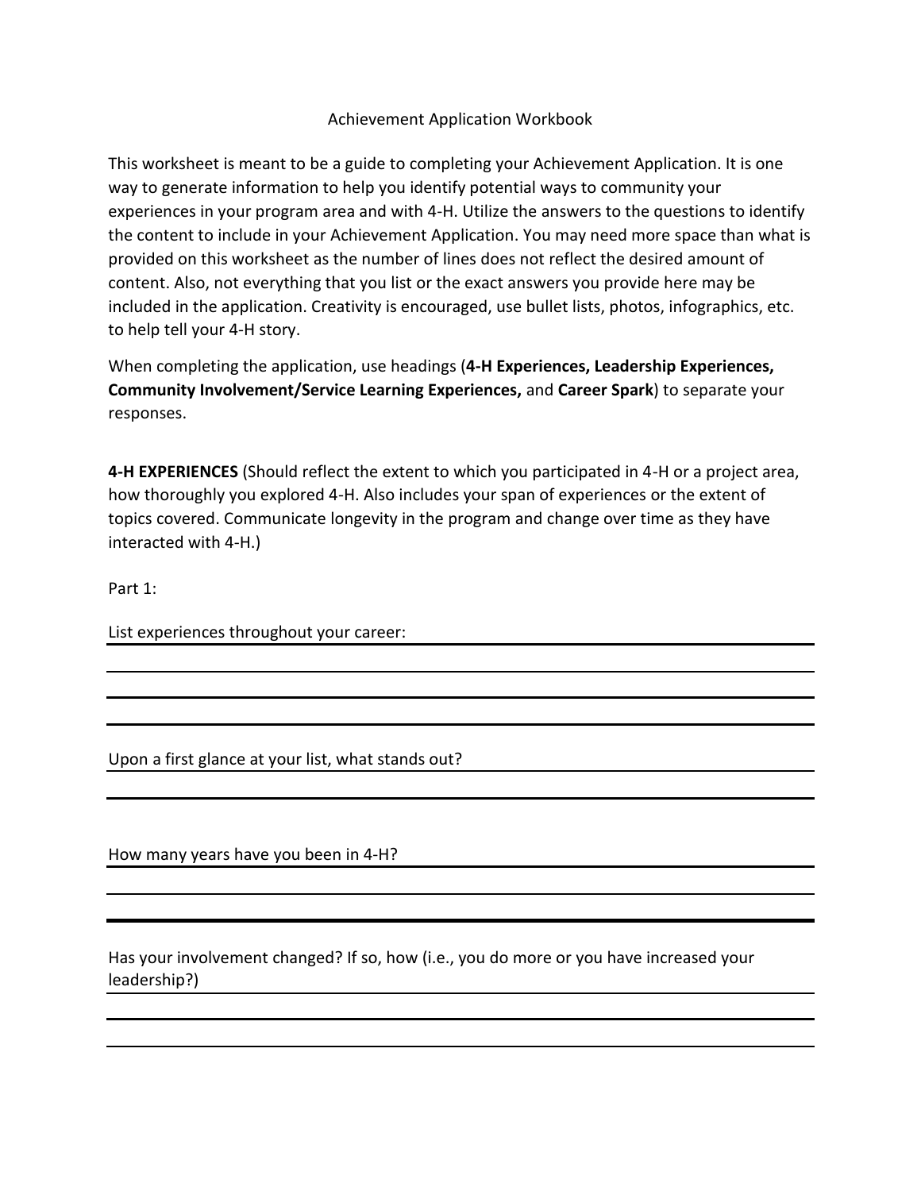# Achievement Application Workbook

This worksheet is meant to be a guide to completing your Achievement Application. It is one way to generate information to help you identify potential ways to community your experiences in your program area and with 4-H. Utilize the answers to the questions to identify the content to include in your Achievement Application. You may need more space than what is provided on this worksheet as the number of lines does not reflect the desired amount of content. Also, not everything that you list or the exact answers you provide here may be included in the application. Creativity is encouraged, use bullet lists, photos, infographics, etc. to help tell your 4-H story.

When completing the application, use headings (**4-H Experiences, Leadership Experiences, Community Involvement/Service Learning Experiences,** and **Career Spark**) to separate your responses.

**4-H EXPERIENCES** (Should reflect the extent to which you participated in 4-H or a project area, how thoroughly you explored 4-H. Also includes your span of experiences or the extent of topics covered. Communicate longevity in the program and change over time as they have interacted with 4-H.)

Part 1:

List experiences throughout your career: ______________________________

______________________________

______________________________

______________________________

Upon a first glance at your list, what stands out? ______________________________

______________________________

How many years have you been in 4-H? ______________________________

______________________________

______________________________

Has your involvement changed? If so, how (i.e., you do more or you have increased your leadership?) ______________________________

______________________________

______________________________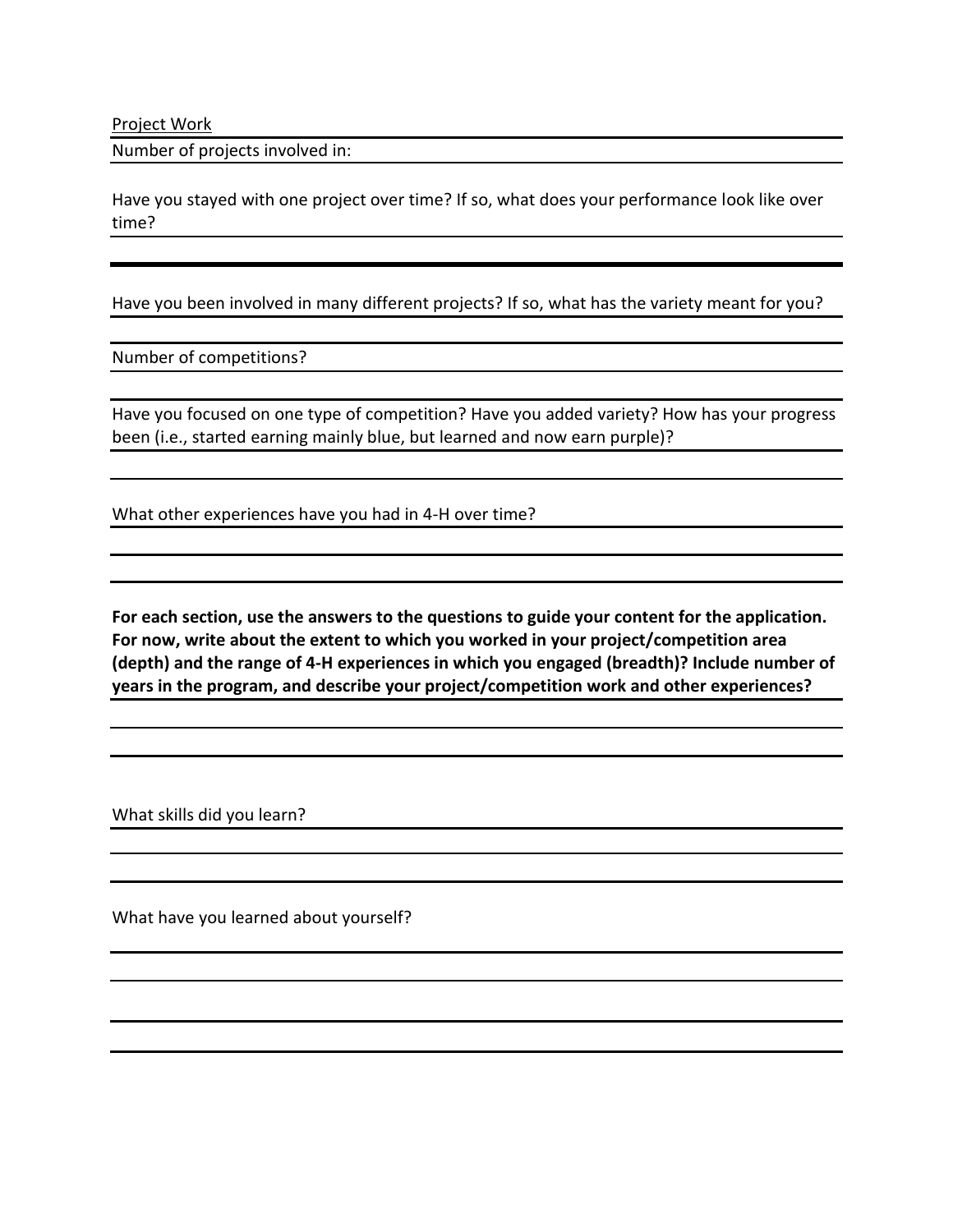<u>Project Work</u>

Number of projects involved in:

Have you stayed with one project over time? If so, what does your performance look like over time?

Have you been involved in many different projects? If so, what has the variety meant for you?

Number of competitions?

Have you focused on one type of competition? Have you added variety? How has your progress been (i.e., started earning mainly blue, but learned and now earn purple)?

What other experiences have you had in 4-H over time?

**For each section, use the answers to the questions to guide your content for the application. For now, write about the extent to which you worked in your project/competition area (depth) and the range of 4-H experiences in which you engaged (breadth)? Include number of years in the program, and describe your project/competition work and other experiences?**

What skills did you learn?

What have you learned about yourself?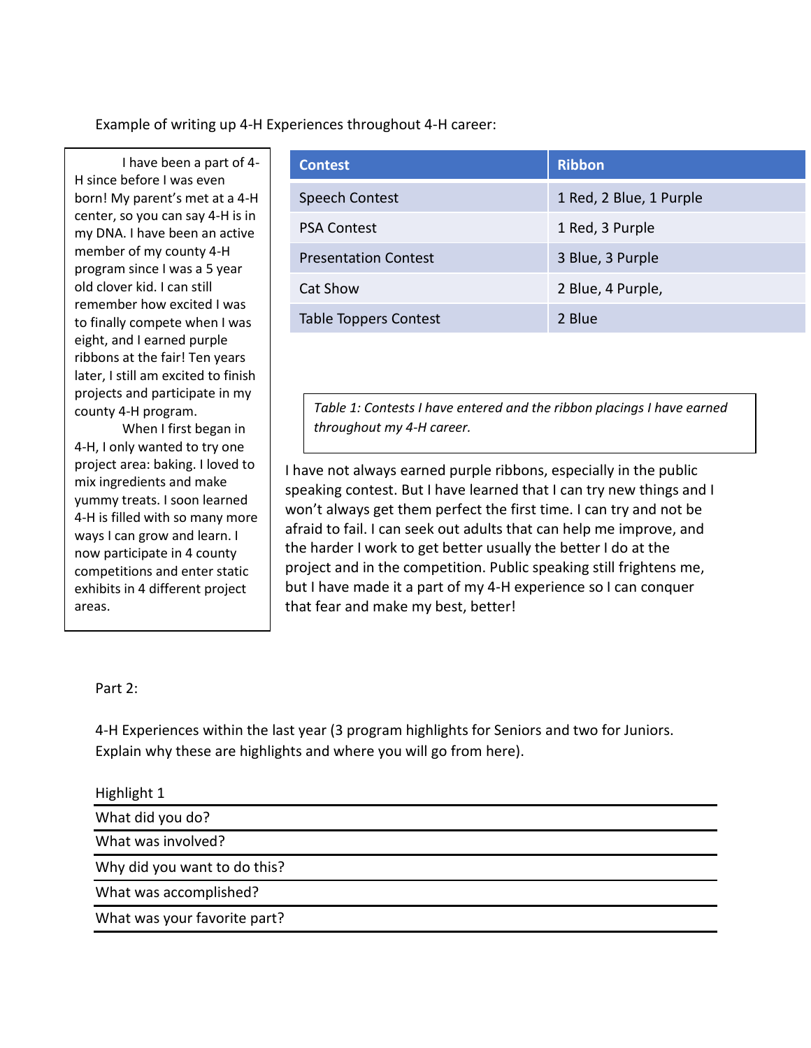Example of writing up 4-H Experiences throughout 4-H career:

I have been a part of 4-H since before I was even born! My parent's met at a 4-H center, so you can say 4-H is in my DNA. I have been an active member of my county 4-H program since I was a 5 year old clover kid. I can still remember how excited I was to finally compete when I was eight, and I earned purple ribbons at the fair! Ten years later, I still am excited to finish projects and participate in my county 4-H program.

When I first began in 4-H, I only wanted to try one project area: baking. I loved to mix ingredients and make yummy treats. I soon learned 4-H is filled with so many more ways I can grow and learn. I now participate in 4 county competitions and enter static exhibits in 4 different project areas.

| Contest | Ribbon |
|---|---|
| Speech Contest | 1 Red, 2 Blue, 1 Purple |
| PSA Contest | 1 Red, 3 Purple |
| Presentation Contest | 3 Blue, 3 Purple |
| Cat Show | 2 Blue, 4 Purple, |
| Table Toppers Contest | 2 Blue |

*Table 1: Contests I have entered and the ribbon placings I have earned throughout my 4-H career.*

I have not always earned purple ribbons, especially in the public speaking contest. But I have learned that I can try new things and I won't always get them perfect the first time. I can try and not be afraid to fail. I can seek out adults that can help me improve, and the harder I work to get better usually the better I do at the project and in the competition. Public speaking still frightens me, but I have made it a part of my 4-H experience so I can conquer that fear and make my best, better!

Part 2:

4-H Experiences within the last year (3 program highlights for Seniors and two for Juniors. Explain why these are highlights and where you will go from here).

Highlight 1

What did you do?

What was involved?

Why did you want to do this?

What was accomplished?

What was your favorite part?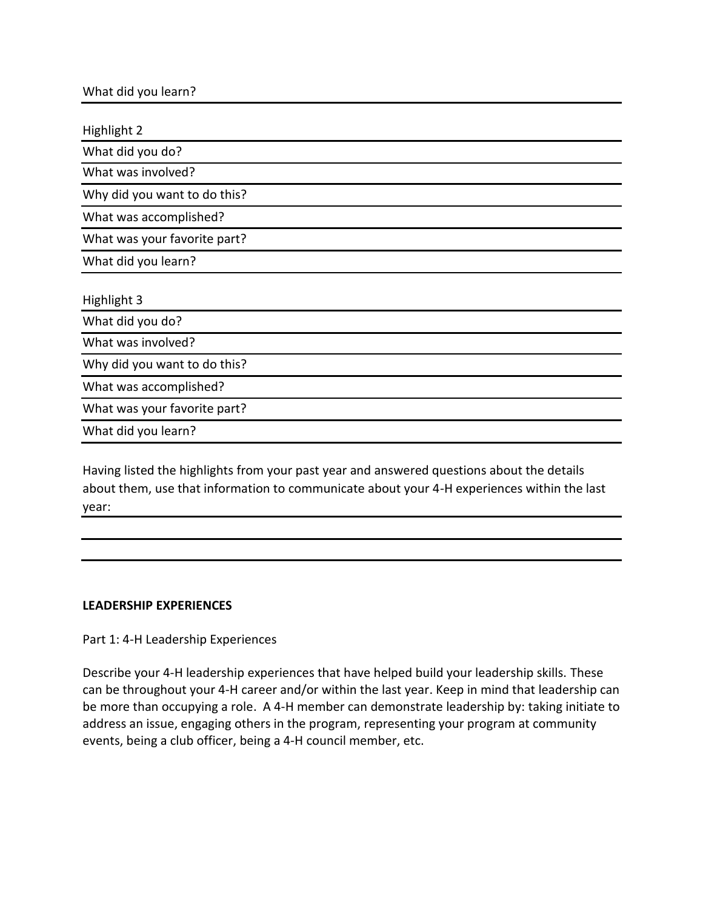What did you learn?

Highlight 2

What did you do?

What was involved?

Why did you want to do this?

What was accomplished?

What was your favorite part?

What did you learn?

Highlight 3

What did you do?

What was involved?

Why did you want to do this?

What was accomplished?

What was your favorite part?

What did you learn?

Having listed the highlights from your past year and answered questions about the details about them, use that information to communicate about your 4-H experiences within the last year:

**LEADERSHIP EXPERIENCES**

Part 1: 4-H Leadership Experiences

Describe your 4-H leadership experiences that have helped build your leadership skills. These can be throughout your 4-H career and/or within the last year. Keep in mind that leadership can be more than occupying a role. A 4-H member can demonstrate leadership by: taking initiate to address an issue, engaging others in the program, representing your program at community events, being a club officer, being a 4-H council member, etc.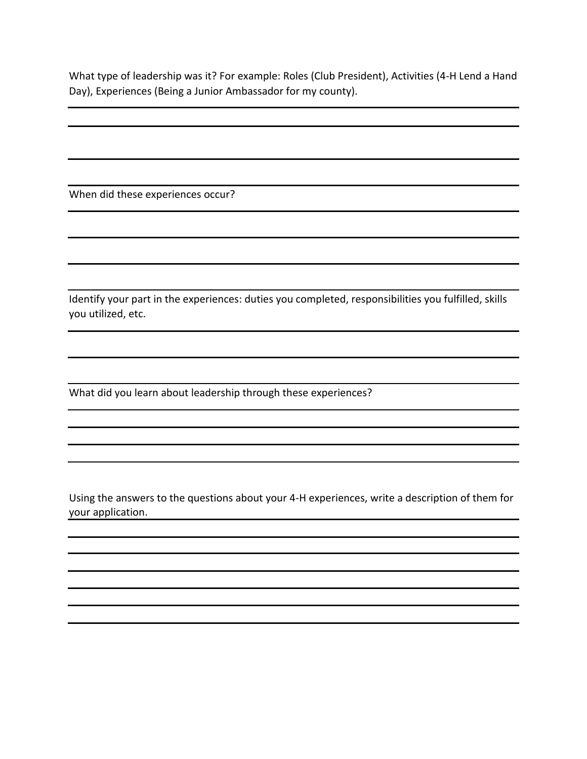What type of leadership was it? For example: Roles (Club President), Activities (4-H Lend a Hand Day), Experiences (Being a Junior Ambassador for my county).

When did these experiences occur?

Identify your part in the experiences: duties you completed, responsibilities you fulfilled, skills you utilized, etc.

What did you learn about leadership through these experiences?

Using the answers to the questions about your 4-H experiences, write a description of them for your application.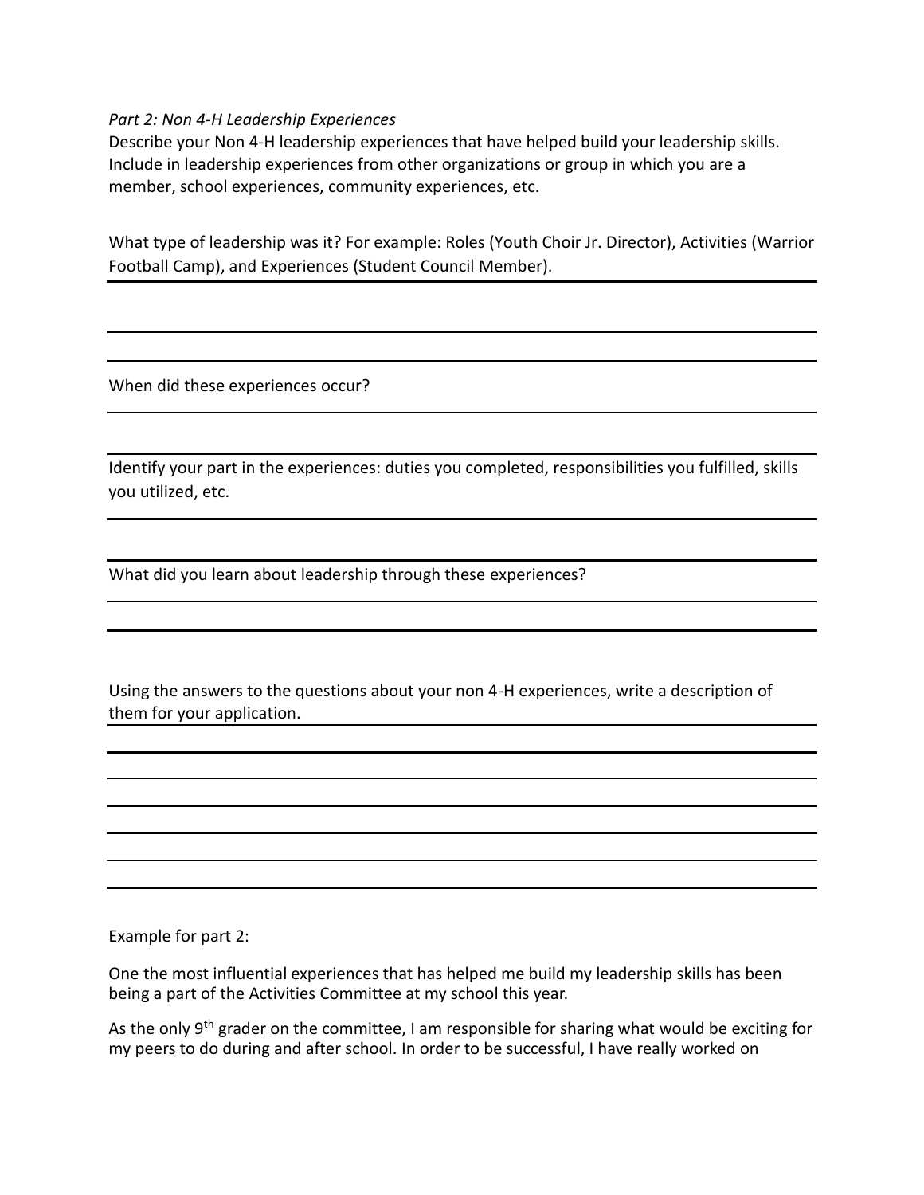*Part 2: Non 4-H Leadership Experiences*

Describe your Non 4-H leadership experiences that have helped build your leadership skills. Include in leadership experiences from other organizations or group in which you are a member, school experiences, community experiences, etc.

What type of leadership was it? For example: Roles (Youth Choir Jr. Director), Activities (Warrior Football Camp), and Experiences (Student Council Member).

---

---

---

When did these experiences occur?

---

---

Identify your part in the experiences: duties you completed, responsibilities you fulfilled, skills you utilized, etc.

---

---

What did you learn about leadership through these experiences?

---

---

---

Using the answers to the questions about your non 4-H experiences, write a description of them for your application.

---

---

---

---

---

---

---

Example for part 2:

One the most influential experiences that has helped me build my leadership skills has been being a part of the Activities Committee at my school this year.

As the only 9th grader on the committee, I am responsible for sharing what would be exciting for my peers to do during and after school. In order to be successful, I have really worked on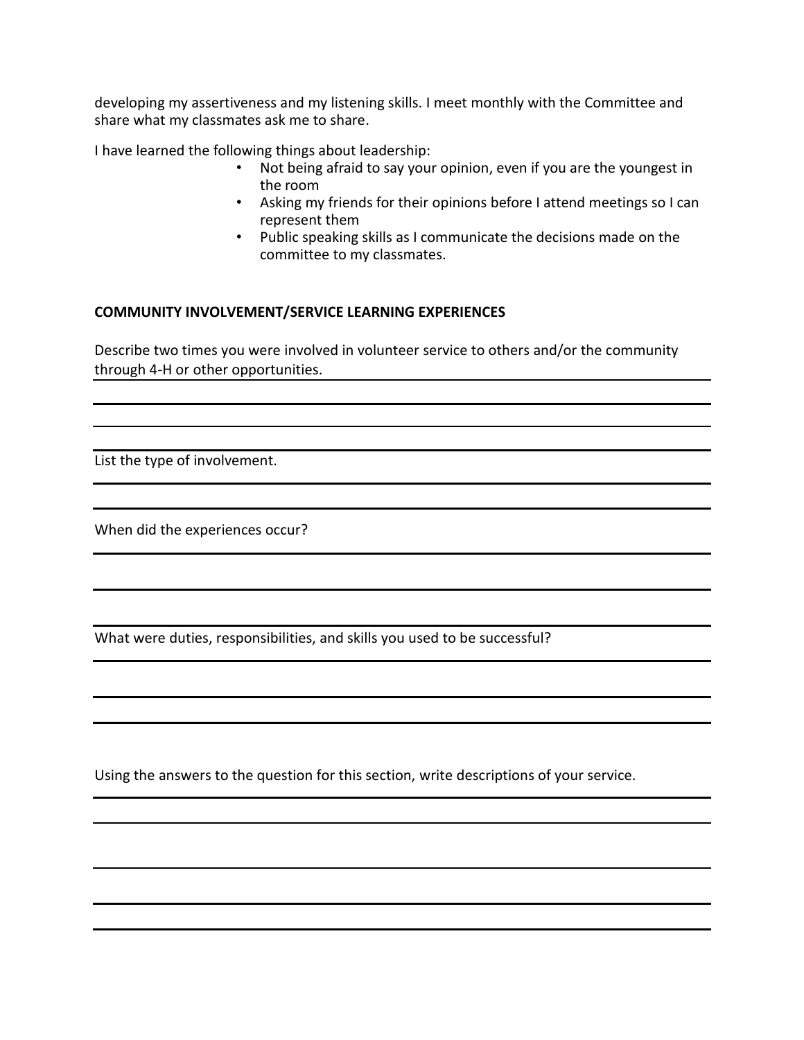developing my assertiveness and my listening skills. I meet monthly with the Committee and share what my classmates ask me to share.

I have learned the following things about leadership:

- Not being afraid to say your opinion, even if you are the youngest in the room
- Asking my friends for their opinions before I attend meetings so I can represent them
- Public speaking skills as I communicate the decisions made on the committee to my classmates.

**COMMUNITY INVOLVEMENT/SERVICE LEARNING EXPERIENCES**

Describe two times you were involved in volunteer service to others and/or the community through 4-H or other opportunities.

List the type of involvement.

When did the experiences occur?

What were duties, responsibilities, and skills you used to be successful?

Using the answers to the question for this section, write descriptions of your service.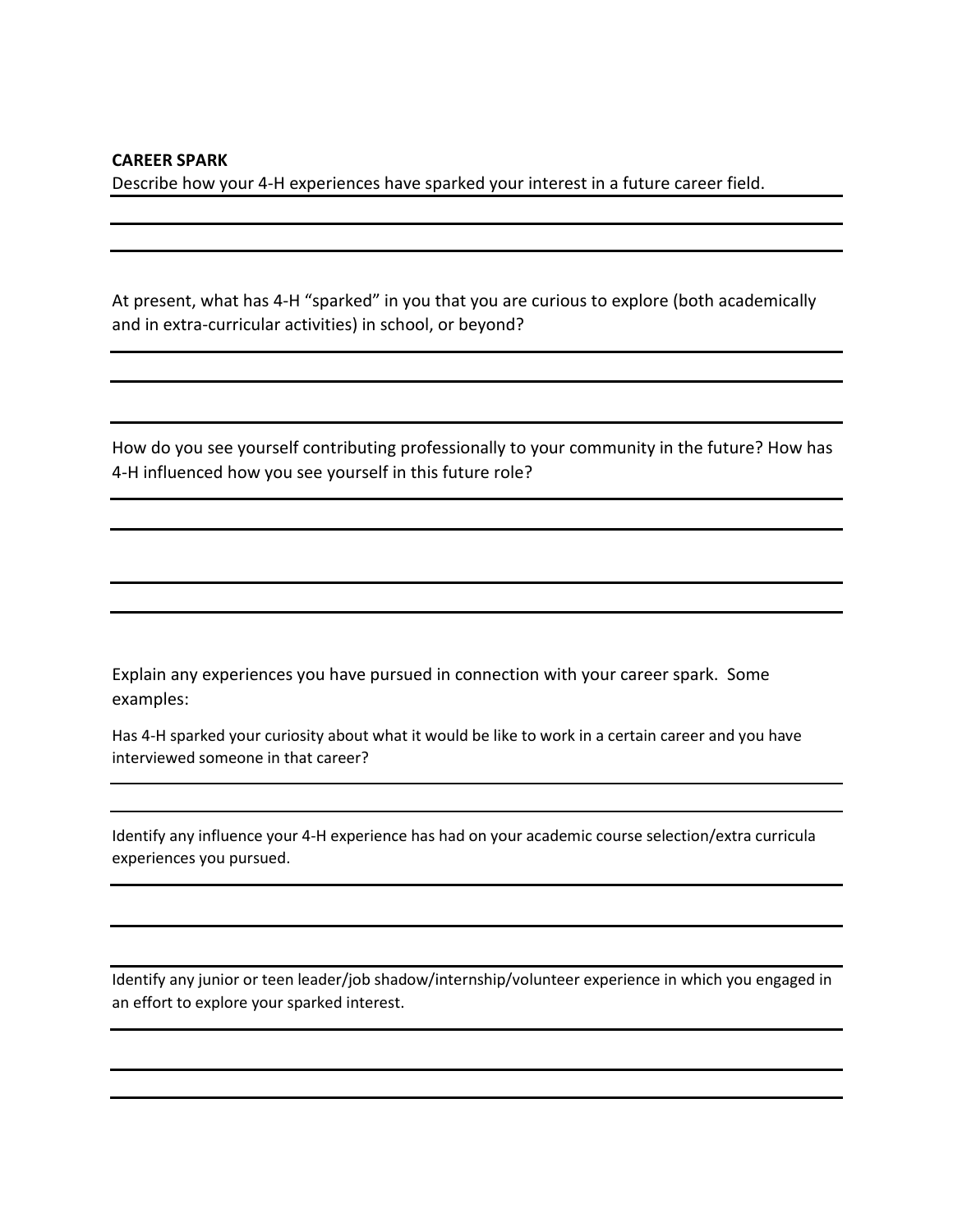**CAREER SPARK**

Describe how your 4-H experiences have sparked your interest in a future career field.

At present, what has 4-H "sparked" in you that you are curious to explore (both academically and in extra-curricular activities) in school, or beyond?

How do you see yourself contributing professionally to your community in the future? How has 4-H influenced how you see yourself in this future role?

Explain any experiences you have pursued in connection with your career spark. Some examples:

Has 4-H sparked your curiosity about what it would be like to work in a certain career and you have interviewed someone in that career?

Identify any influence your 4-H experience has had on your academic course selection/extra curricula experiences you pursued.

Identify any junior or teen leader/job shadow/internship/volunteer experience in which you engaged in an effort to explore your sparked interest.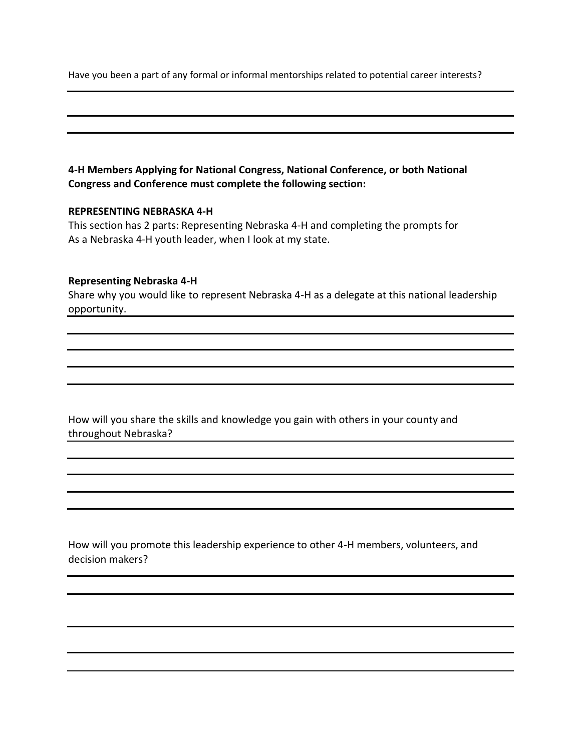Have you been a part of any formal or informal mentorships related to potential career interests?

**4-H Members Applying for National Congress, National Conference, or both National Congress and Conference must complete the following section:**

**REPRESENTING NEBRASKA 4-H**

This section has 2 parts: Representing Nebraska 4-H and completing the prompts for As a Nebraska 4-H youth leader, when I look at my state.

**Representing Nebraska 4-H**

Share why you would like to represent Nebraska 4-H as a delegate at this national leadership opportunity.

How will you share the skills and knowledge you gain with others in your county and throughout Nebraska?

How will you promote this leadership experience to other 4-H members, volunteers, and decision makers?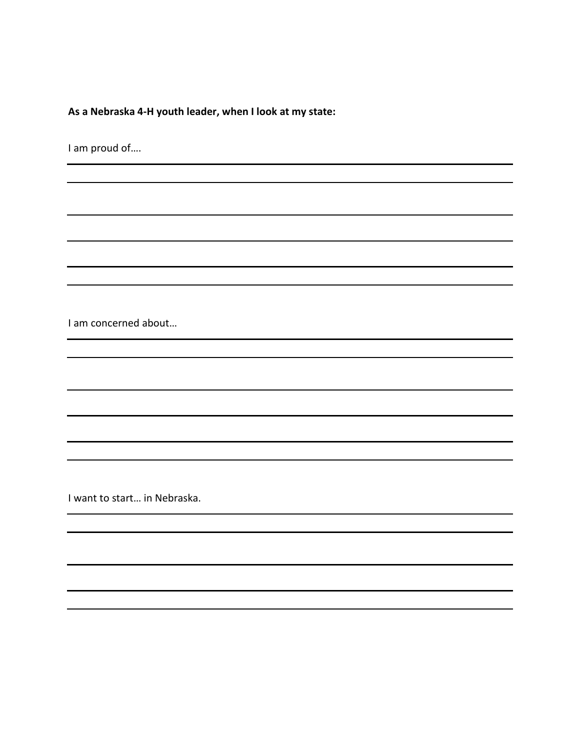**As a Nebraska 4-H youth leader, when I look at my state:**

I am proud of….

I am concerned about…

I want to start… in Nebraska.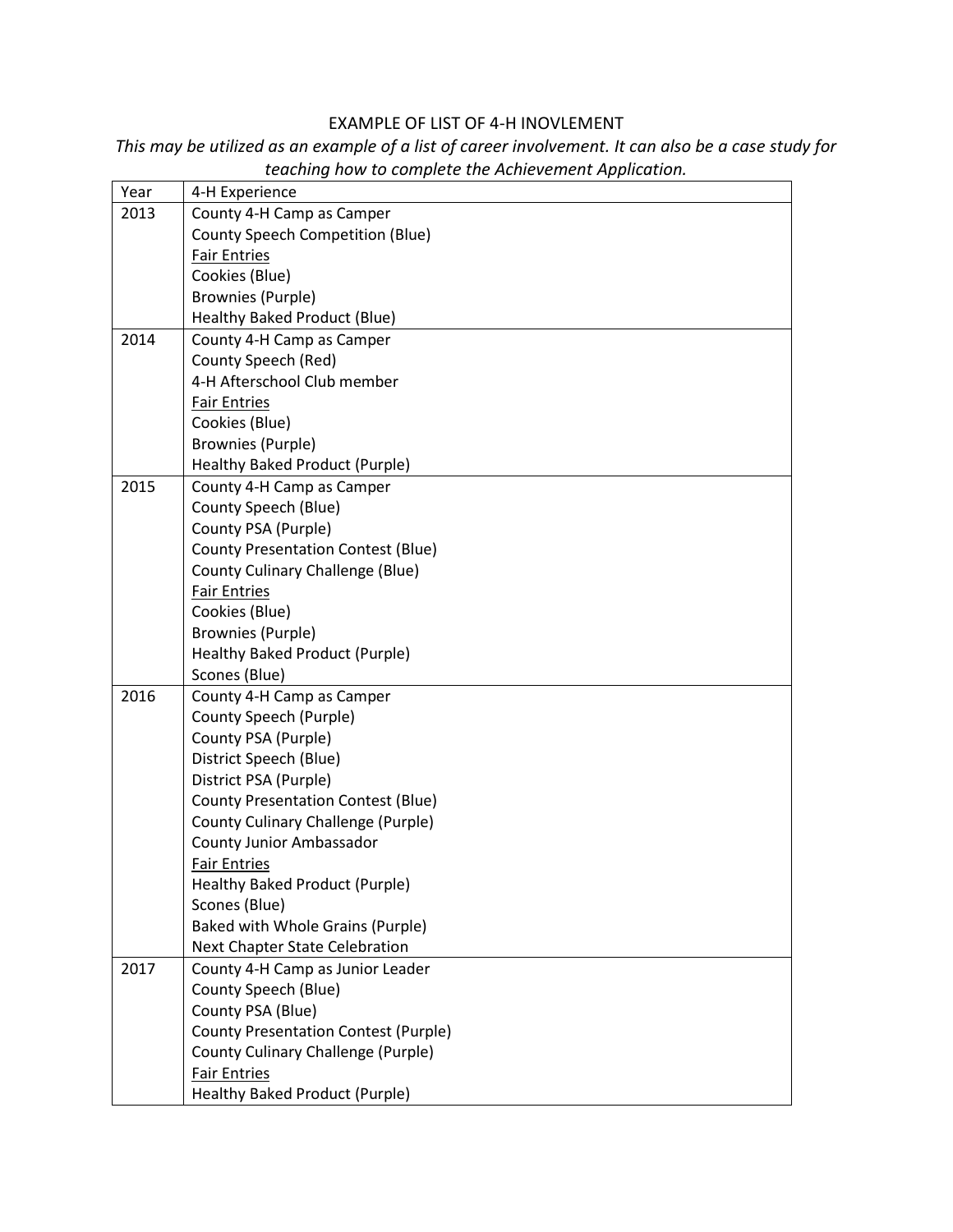EXAMPLE OF LIST OF 4-H INOVLEMENT

*This may be utilized as an example of a list of career involvement. It can also be a case study for teaching how to complete the Achievement Application.*

| Year | 4-H Experience |
|---|---|
| 2013 | County 4-H Camp as Camper<br>County Speech Competition (Blue)<br><u>Fair Entries</u><br>Cookies (Blue)<br>Brownies (Purple)<br>Healthy Baked Product (Blue) |
| 2014 | County 4-H Camp as Camper<br>County Speech (Red)<br>4-H Afterschool Club member<br><u>Fair Entries</u><br>Cookies (Blue)<br>Brownies (Purple)<br>Healthy Baked Product (Purple) |
| 2015 | County 4-H Camp as Camper<br>County Speech (Blue)<br>County PSA (Purple)<br>County Presentation Contest (Blue)<br>County Culinary Challenge (Blue)<br><u>Fair Entries</u><br>Cookies (Blue)<br>Brownies (Purple)<br>Healthy Baked Product (Purple)<br>Scones (Blue) |
| 2016 | County 4-H Camp as Camper<br>County Speech (Purple)<br>County PSA (Purple)<br>District Speech (Blue)<br>District PSA (Purple)<br>County Presentation Contest (Blue)<br>County Culinary Challenge (Purple)<br>County Junior Ambassador<br><u>Fair Entries</u><br>Healthy Baked Product (Purple)<br>Scones (Blue)<br>Baked with Whole Grains (Purple)<br>Next Chapter State Celebration |
| 2017 | County 4-H Camp as Junior Leader<br>County Speech (Blue)<br>County PSA (Blue)<br>County Presentation Contest (Purple)<br>County Culinary Challenge (Purple)<br><u>Fair Entries</u><br>Healthy Baked Product (Purple) |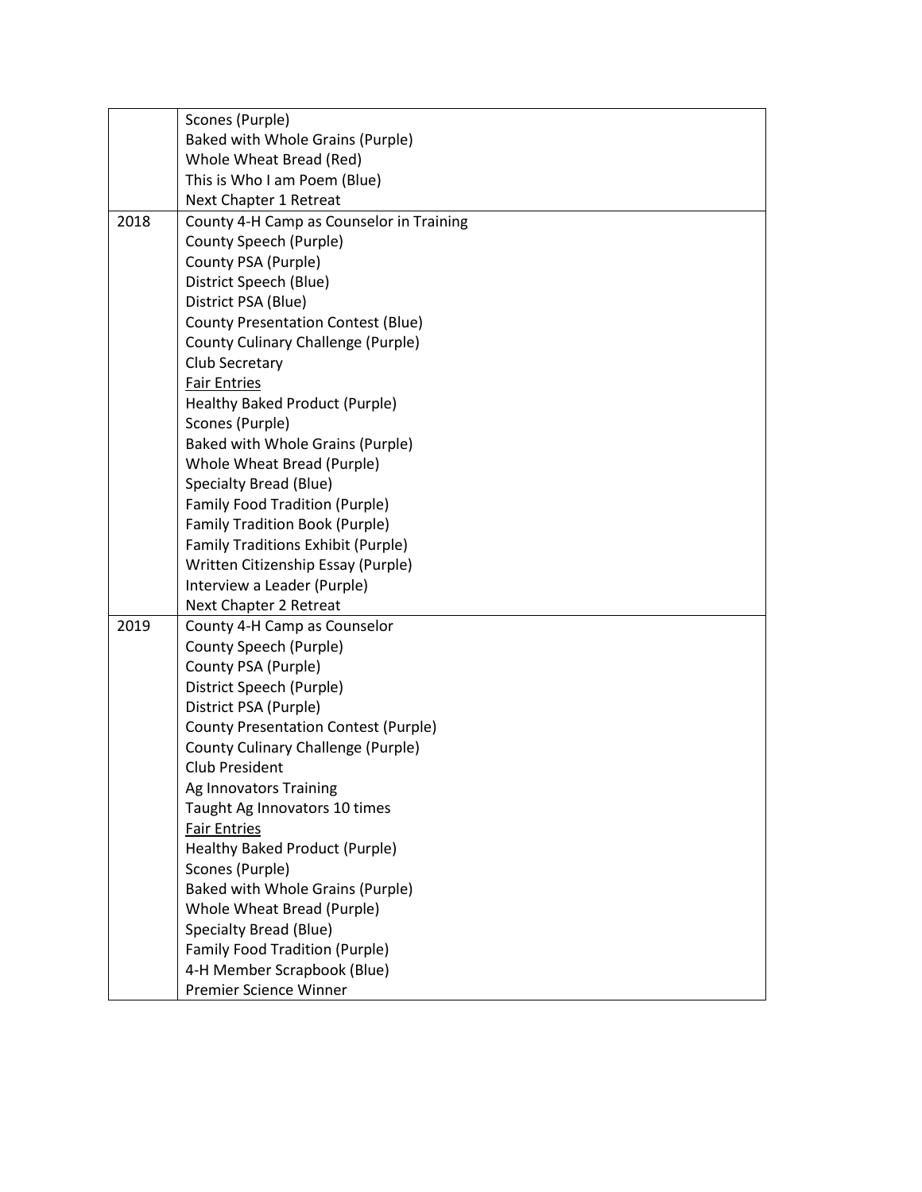| | |
|---|---|
| | Scones (Purple)<br>Baked with Whole Grains (Purple)<br>Whole Wheat Bread (Red)<br>This is Who I am Poem (Blue)<br>Next Chapter 1 Retreat |
| 2018 | County 4-H Camp as Counselor in Training<br>County Speech (Purple)<br>County PSA (Purple)<br>District Speech (Blue)<br>District PSA (Blue)<br>County Presentation Contest (Blue)<br>County Culinary Challenge (Purple)<br>Club Secretary<br><u>Fair Entries</u><br>Healthy Baked Product (Purple)<br>Scones (Purple)<br>Baked with Whole Grains (Purple)<br>Whole Wheat Bread (Purple)<br>Specialty Bread (Blue)<br>Family Food Tradition (Purple)<br>Family Tradition Book (Purple)<br>Family Traditions Exhibit (Purple)<br>Written Citizenship Essay (Purple)<br>Interview a Leader (Purple)<br>Next Chapter 2 Retreat |
| 2019 | County 4-H Camp as Counselor<br>County Speech (Purple)<br>County PSA (Purple)<br>District Speech (Purple)<br>District PSA (Purple)<br>County Presentation Contest (Purple)<br>County Culinary Challenge (Purple)<br>Club President<br>Ag Innovators Training<br>Taught Ag Innovators 10 times<br><u>Fair Entries</u><br>Healthy Baked Product (Purple)<br>Scones (Purple)<br>Baked with Whole Grains (Purple)<br>Whole Wheat Bread (Purple)<br>Specialty Bread (Blue)<br>Family Food Tradition (Purple)<br>4-H Member Scrapbook (Blue)<br>Premier Science Winner |